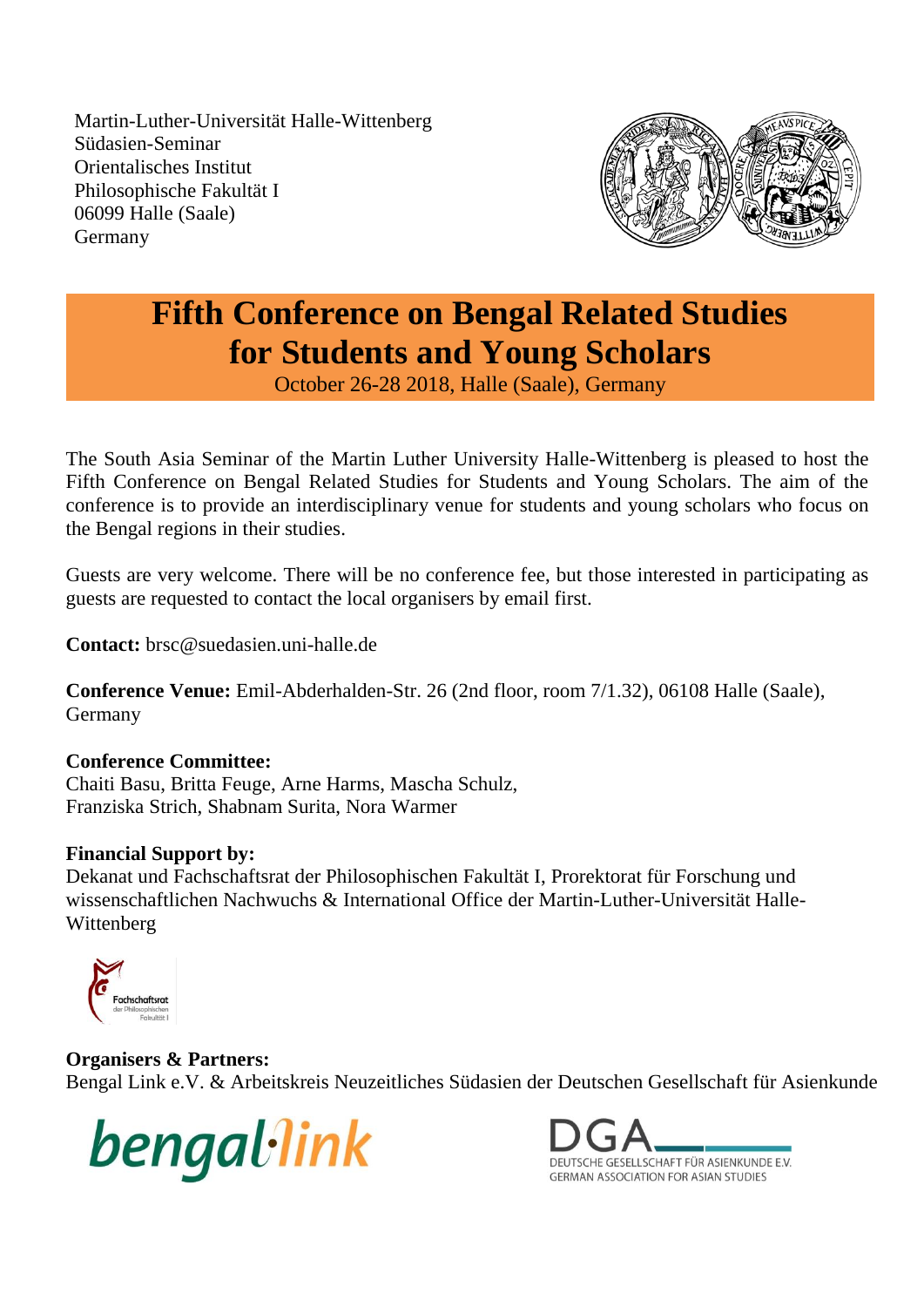Martin-Luther-Universität Halle-Wittenberg
Südasien-Seminar
Orientalisches Institut
Philosophische Fakultät I
06099 Halle (Saale)
Germany

# Fifth Conference on Bengal Related Studies for Students and Young Scholars

October 26-28 2018, Halle (Saale), Germany

The South Asia Seminar of the Martin Luther University Halle-Wittenberg is pleased to host the Fifth Conference on Bengal Related Studies for Students and Young Scholars. The aim of the conference is to provide an interdisciplinary venue for students and young scholars who focus on the Bengal regions in their studies.

Guests are very welcome. There will be no conference fee, but those interested in participating as guests are requested to contact the local organisers by email first.

**Contact:** brsc@suedasien.uni-halle.de

**Conference Venue:** Emil-Abderhalden-Str. 26 (2nd floor, room 7/1.32), 06108 Halle (Saale), Germany

**Conference Committee:**
Chaiti Basu, Britta Feuge, Arne Harms, Mascha Schulz, Franziska Strich, Shabnam Surita, Nora Warmer

**Financial Support by:**
Dekanat und Fachschaftsrat der Philosophischen Fakultät I, Prorektorat für Forschung und wissenschaftlichen Nachwuchs & International Office der Martin-Luther-Universität Halle-Wittenberg

Fachschaftsrat der Philosophischen Fakultät I

**Organisers & Partners:**
Bengal Link e.V. & Arbeitskreis Neuzeitliches Südasien der Deutschen Gesellschaft für Asienkunde

bengal link

DGA DEUTSCHE GESELLSCHAFT FÜR ASIENKUNDE E.V. GERMAN ASSOCIATION FOR ASIAN STUDIES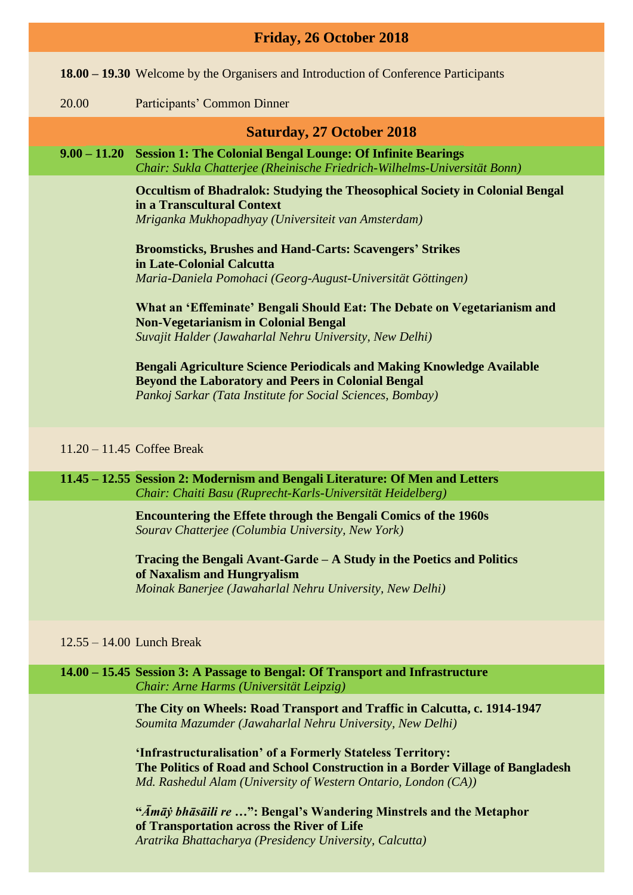## Friday, 26 October 2018

**18.00 – 19.30** Welcome by the Organisers and Introduction of Conference Participants

20.00 Participants' Common Dinner

## Saturday, 27 October 2018

**9.00 – 11.20 Session 1: The Colonial Bengal Lounge: Of Infinite Bearings**
*Chair: Sukla Chatterjee (Rheinische Friedrich-Wilhelms-Universität Bonn)*

**Occultism of Bhadralok: Studying the Theosophical Society in Colonial Bengal in a Transcultural Context**
*Mriganka Mukhopadhyay (Universiteit van Amsterdam)*

**Broomsticks, Brushes and Hand-Carts: Scavengers' Strikes in Late-Colonial Calcutta**
*Maria-Daniela Pomohaci (Georg-August-Universität Göttingen)*

**What an 'Effeminate' Bengali Should Eat: The Debate on Vegetarianism and Non-Vegetarianism in Colonial Bengal**
*Suvajit Halder (Jawaharlal Nehru University, New Delhi)*

**Bengali Agriculture Science Periodicals and Making Knowledge Available Beyond the Laboratory and Peers in Colonial Bengal**
*Pankoj Sarkar (Tata Institute for Social Sciences, Bombay)*

11.20 – 11.45 Coffee Break

**11.45 – 12.55 Session 2: Modernism and Bengali Literature: Of Men and Letters**
*Chair: Chaiti Basu (Ruprecht-Karls-Universität Heidelberg)*

**Encountering the Effete through the Bengali Comics of the 1960s**
*Sourav Chatterjee (Columbia University, New York)*

**Tracing the Bengali Avant-Garde – A Study in the Poetics and Politics of Naxalism and Hungryalism**
*Moinak Banerjee (Jawaharlal Nehru University, New Delhi)*

12.55 – 14.00 Lunch Break

**14.00 – 15.45 Session 3: A Passage to Bengal: Of Transport and Infrastructure**
*Chair: Arne Harms (Universität Leipzig)*

**The City on Wheels: Road Transport and Traffic in Calcutta, c. 1914-1947**
*Soumita Mazumder (Jawaharlal Nehru University, New Delhi)*

**'Infrastructuralisation' of a Formerly Stateless Territory: The Politics of Road and School Construction in a Border Village of Bangladesh**
*Md. Rashedul Alam (University of Western Ontario, London (CA))*

**"*Āmāẏ bhāsāili re …*": Bengal's Wandering Minstrels and the Metaphor of Transportation across the River of Life**
*Aratrika Bhattacharya (Presidency University, Calcutta)*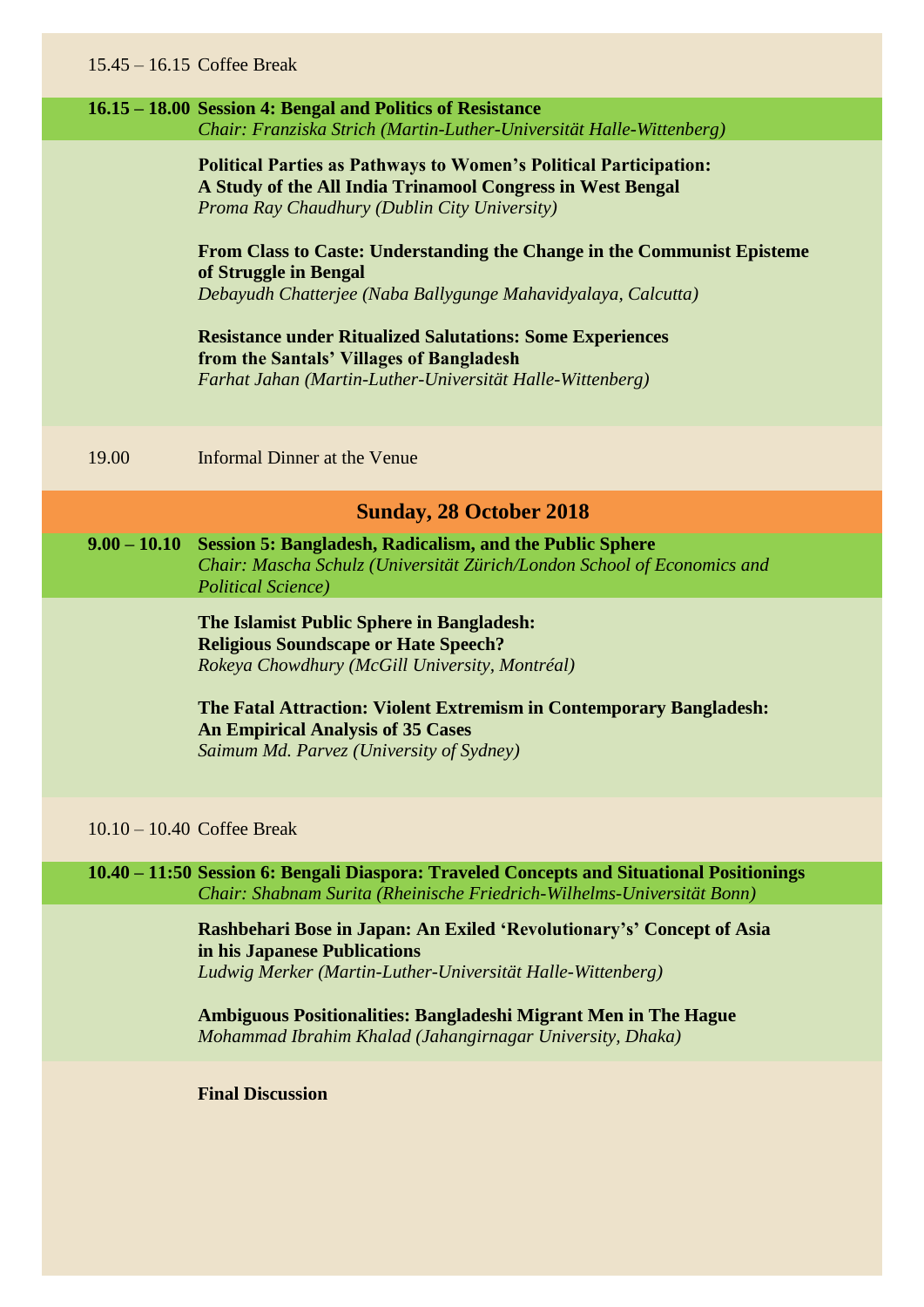15.45 – 16.15 Coffee Break

**16.15 – 18.00 Session 4: Bengal and Politics of Resistance**
*Chair: Franziska Strich (Martin-Luther-Universität Halle-Wittenberg)*

**Political Parties as Pathways to Women's Political Participation: A Study of the All India Trinamool Congress in West Bengal**
*Proma Ray Chaudhury (Dublin City University)*

**From Class to Caste: Understanding the Change in the Communist Episteme of Struggle in Bengal**
*Debayudh Chatterjee (Naba Ballygunge Mahavidyalaya, Calcutta)*

**Resistance under Ritualized Salutations: Some Experiences from the Santals' Villages of Bangladesh**
*Farhat Jahan (Martin-Luther-Universität Halle-Wittenberg)*

19.00 Informal Dinner at the Venue

## Sunday, 28 October 2018

**9.00 – 10.10 Session 5: Bangladesh, Radicalism, and the Public Sphere**
*Chair: Mascha Schulz (Universität Zürich/London School of Economics and Political Science)*

**The Islamist Public Sphere in Bangladesh: Religious Soundscape or Hate Speech?**
*Rokeya Chowdhury (McGill University, Montréal)*

**The Fatal Attraction: Violent Extremism in Contemporary Bangladesh: An Empirical Analysis of 35 Cases**
*Saimum Md. Parvez (University of Sydney)*

10.10 – 10.40 Coffee Break

**10.40 – 11:50 Session 6: Bengali Diaspora: Traveled Concepts and Situational Positionings**
*Chair: Shabnam Surita (Rheinische Friedrich-Wilhelms-Universität Bonn)*

**Rashbehari Bose in Japan: An Exiled 'Revolutionary's' Concept of Asia in his Japanese Publications**
*Ludwig Merker (Martin-Luther-Universität Halle-Wittenberg)*

**Ambiguous Positionalities: Bangladeshi Migrant Men in The Hague**
*Mohammad Ibrahim Khalad (Jahangirnagar University, Dhaka)*

**Final Discussion**